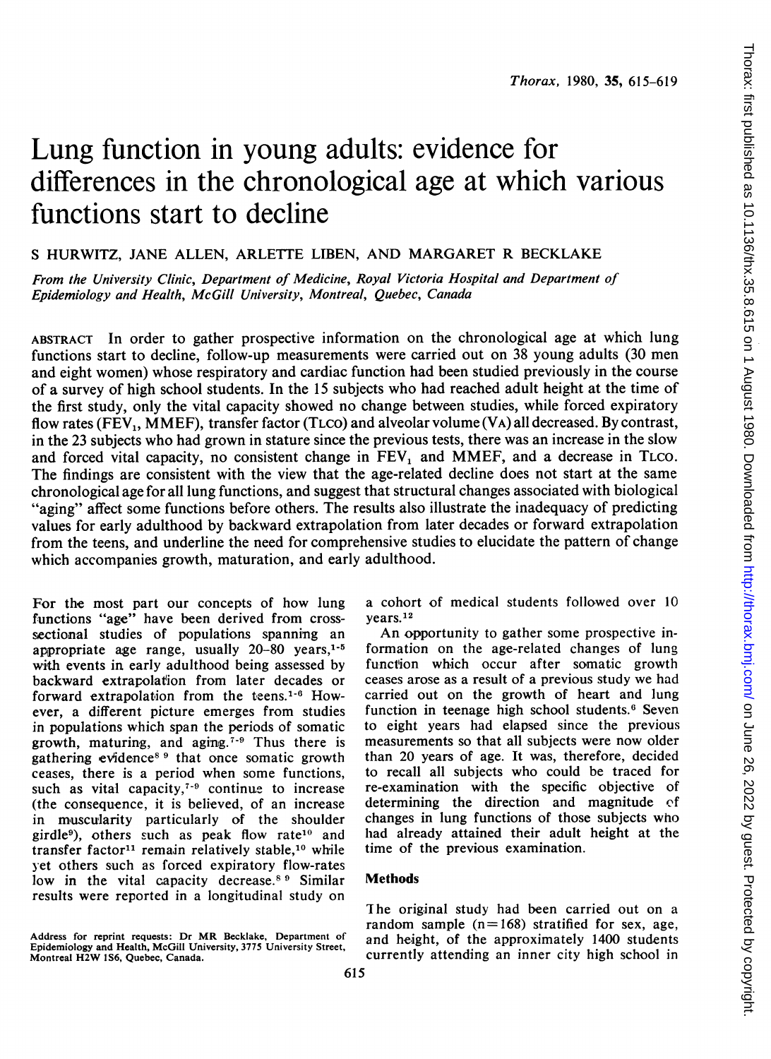# Lung function in young adults: evidence for differences in the chronological age at which various functions start to decline

S HURWITZ, JANE ALLEN, ARLETTE LIBEN, AND MARGARET R BECKLAKE

*From the University Clinic, Department of Medicine, Royal Victoria Hospital and Department of Epidemiology and Health, McGill University, Montreal, Quebec, Canada*

ABSTRACT In order to gather prospective information on the chronological age at which lung functions start to decline, follow-up measurements were carried out on 38 young adults (30 men and eight women) whose respiratory and cardiac function had been studied previously in the course of a survey of high school students. In the 15 subjects who had reached adult height at the time of the first study, only the vital capacity showed no change between studies, while forced expiratory flow rates ($FEV_1$, MMEF), transfer factor (TLCO) and alveolar volume (VA) all decreased. By contrast, in the 23 subjects who had grown in stature since the previous tests, there was an increase in the slow and forced vital capacity, no consistent change in $FEV_1$ and MMEF, and a decrease in TLCO. The findings are consistent with the view that the age-related decline does not start at the same chronological age for all lung functions, and suggest that structural changes associated with biological "aging" affect some functions before others. The results also illustrate the inadequacy of predicting values for early adulthood by backward extrapolation from later decades or forward extrapolation from the teens, and underline the need for comprehensive studies to elucidate the pattern of change which accompanies growth, maturation, and early adulthood.

For the most part our concepts of how lung functions "age" have been derived from cross-sectional studies of populations spanning an appropriate age range, usually 20–80 years,[1-5] with events in early adulthood being assessed by backward extrapolation from later decades or forward extrapolation from the teens.[1-6] However, a different picture emerges from studies in populations which span the periods of somatic growth, maturing, and aging.[7-9] Thus there is gathering evidence[8 9] that once somatic growth ceases, there is a period when some functions, such as vital capacity,[7-9] continue to increase (the consequence, it is believed, of an increase in muscularity particularly of the shoulder girdle[9]), others such as peak flow rate[10] and transfer factor[11] remain relatively stable,[10] while yet others such as forced expiratory flow-rates low in the vital capacity decrease.[8 9] Similar results were reported in a longitudinal study on a cohort of medical students followed over 10 years.[12]

An opportunity to gather some prospective information on the age-related changes of lung function which occur after somatic growth ceases arose as a result of a previous study we had carried out on the growth of heart and lung function in teenage high school students.[6] Seven to eight years had elapsed since the previous measurements so that all subjects were now older than 20 years of age. It was, therefore, decided to recall all subjects who could be traced for re-examination with the specific objective of determining the direction and magnitude of changes in lung functions of those subjects who had already attained their adult height at the time of the previous examination.

## Methods

The original study had been carried out on a random sample (n=168) stratified for sex, age, and height, of the approximately 1400 students currently attending an inner city high school in

Address for reprint requests: Dr MR Becklake, Department of Epidemiology and Health, McGill University, 3775 University Street, Montreal H2W 1S6, Quebec, Canada.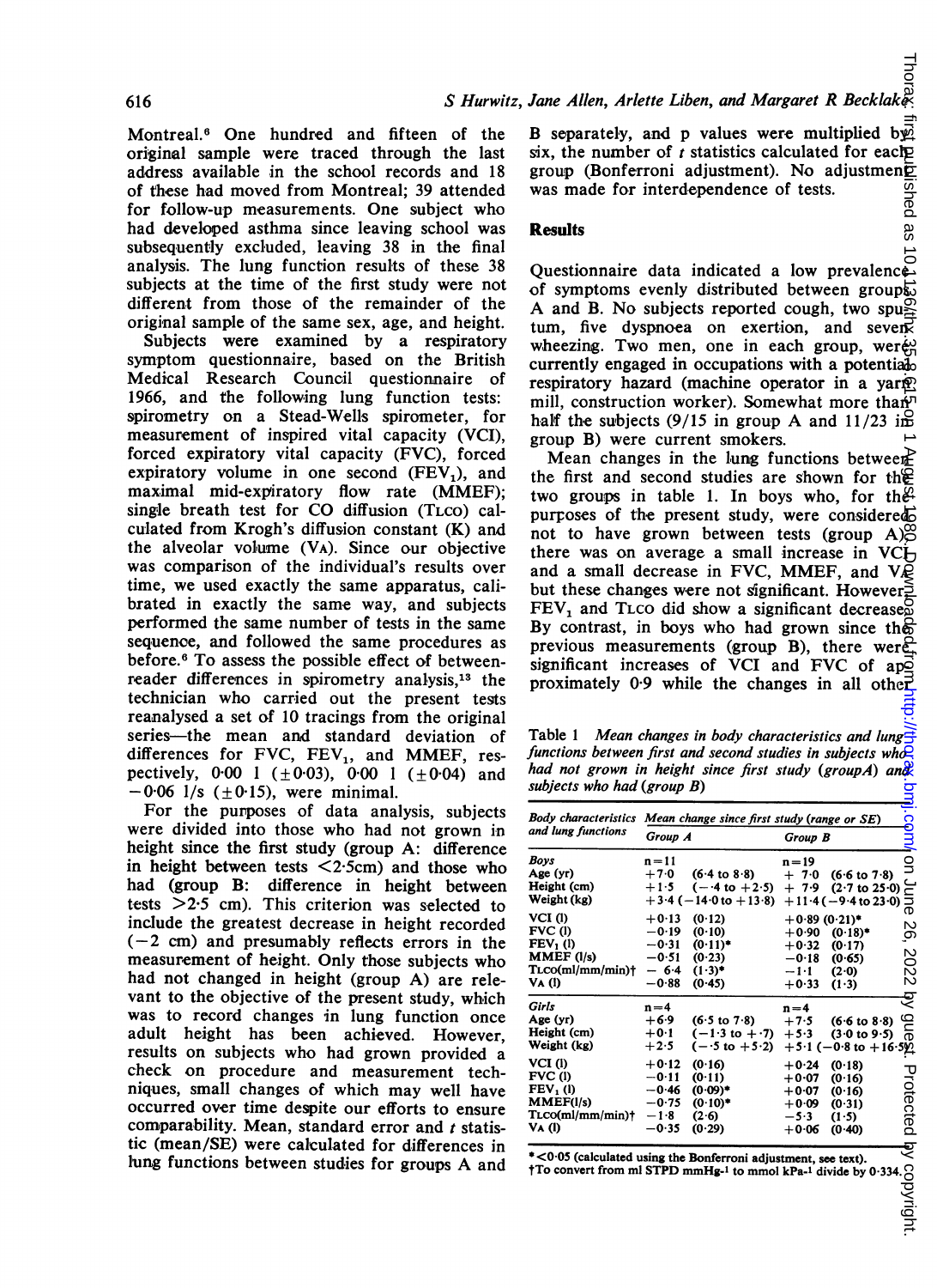Montreal.[6] One hundred and fifteen of the original sample were traced through the last address available in the school records and 18 of these had moved from Montreal; 39 attended for follow-up measurements. One subject who had developed asthma since leaving school was subsequently excluded, leaving 38 in the final analysis. The lung function results of these 38 subjects at the time of the first study were not different from those of the remainder of the original sample of the same sex, age, and height.

Subjects were examined by a respiratory symptom questionnaire, based on the British Medical Research Council questionnaire of 1966, and the following lung function tests: spirometry on a Stead-Wells spirometer, for measurement of inspired vital capacity (VCI), forced expiratory vital capacity (FVC), forced expiratory volume in one second ($FEV_1$), and maximal mid-expiratory flow rate (MMEF); single breath test for CO diffusion (TLCO) calculated from Krogh's diffusion constant (K) and the alveolar volume (VA). Since our objective was comparison of the individual's results over time, we used exactly the same apparatus, calibrated in exactly the same way, and subjects performed the same number of tests in the same sequence, and followed the same procedures as before.[6] To assess the possible effect of between-reader differences in spirometry analysis,[13] the technician who carried out the present tests reanalysed a set of 10 tracings from the original series—the mean and standard deviation of differences for FVC, $FEV_1$, and MMEF, respectively, 0·00 l (±0·03), 0·00 l (±0·04) and −0·06 l/s (±0·15), were minimal.

For the purposes of data analysis, subjects were divided into those who had not grown in height since the first study (group A: difference in height between tests <2·5cm) and those who had (group B: difference in height between tests >2·5 cm). This criterion was selected to include the greatest decrease in height recorded (−2 cm) and presumably reflects errors in the measurement of height. Only those subjects who had not changed in height (group A) are relevant to the objective of the present study, which was to record changes in lung function once adult height has been achieved. However, results on subjects who had grown provided a check on procedure and measurement techniques, small changes of which may well have occurred over time despite our efforts to ensure comparability. Mean, standard error and *t* statistic (mean/SE) were calculated for differences in lung functions between studies for groups A and B separately, and p values were multiplied by six, the number of *t* statistics calculated for each group (Bonferroni adjustment). No adjustment was made for interdependence of tests.

## Results

Questionnaire data indicated a low prevalence of symptoms evenly distributed between groups A and B. No subjects reported cough, two sputum, five dyspnoea on exertion, and seven wheezing. Two men, one in each group, were currently engaged in occupations with a potential respiratory hazard (machine operator in a yarn mill, construction worker). Somewhat more than half the subjects (9/15 in group A and 11/23 in group B) were current smokers.

Mean changes in the lung functions between the first and second studies are shown for the two groups in table 1. In boys who, for the purposes of the present study, were considered not to have grown between tests (group A) there was on average a small increase in VCI and a small decrease in FVC, MMEF, and VA but these changes were not significant. However, $FEV_1$ and TLCO did show a significant decrease. By contrast, in boys who had grown since the previous measurements (group B), there were significant increases of VCI and FVC of approximately 0·9 while the changes in all other

Table 1 *Mean changes in body characteristics and lung functions between first and second studies in subjects who had not grown in height since first study (group A) and subjects who had (group B)*

| Body characteristics and lung functions | Mean change since first study (range or SE) | | | |
|---|---|---|---|---|
| | Group A | | Group B | |
| **Boys** | n=11 | | n=19 | |
| Age (yr) | +6·9 | (6·4 to 8·8) | +7·0 | (6·6 to 7·8) |
| Height (cm) | +1·5 | (−·4 to +2·5) | +7·9 | (2·7 to 25·0) |
| Weight (kg) | +3·4 | (−14·0 to +13·8) | +11·4 | (−9·4 to 23·0) |
| VCI (l) | +0·13 | (0·12) | +0·89 | (0·21)* |
| FVC (l) | −0·19 | (0·10) | +0·90 | (0·18)* |
| $FEV_1$ (l) | −0·31 | (0·11)* | +0·32 | (0·17) |
| MMEF (l/s) | −0·51 | (0·23) | −0·18 | (0·65) |
| TLCO(ml/mm/min)† | −6·4 | (1·3)* | −1·1 | (2·0) |
| VA (l) | −0·88 | (0·45) | +0·33 | (1·3) |
| **Girls** | n=4 | | n=4 | |
| Age (yr) | +6·9 | (6·5 to 7·8) | +7·5 | (6·6 to 8·8) |
| Height (cm) | +0·1 | (−1·3 to +·7) | +5·3 | (3·0 to 9·5) |
| Weight (kg) | +2·5 | (−·5 to +5·2) | +5·1 | (−0·8 to +16·5) |
| VCI (l) | +0·12 | (0·16) | +0·24 | (0·18) |
| FVC (l) | −0·11 | (0·11) | +0·07 | (0·16) |
| $FEV_1$ (l) | −0·46 | (0·09)* | +0·07 | (0·16) |
| MMEF(l/s) | −0·75 | (0·10)* | +0·09 | (0·31) |
| TLCO(ml/mm/min)† | −1·8 | (2·6) | −5·3 | (1·5) |
| VA (l) | −0·35 | (0·29) | +0·06 | (0·40) |

*<0·05 (calculated using the Bonferroni adjustment, see text).
†To convert from ml STPD $mmHg^{-1}$ to mmol $kPa^{-1}$ divide by 0·334.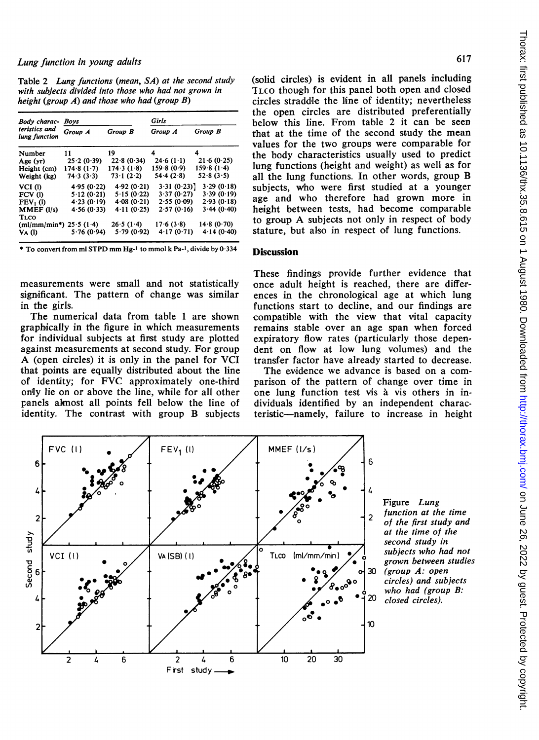Table 2 *Lung functions (mean, SA) at the second study with subjects divided into those who had not grown in height (group A) and those who had (group B)*

| *Body characteristics and lung function* | *Boys* | | *Girls* | |
|---|---|---|---|---|
| | *Group A* | *Group B* | *Group A* | *Group B* |
| Number | 11 | 19 | 4 | 4 |
| Age (yr) | 25·2 (0·39) | 22·8 (0·34) | 24·6 (1·1) | 21·6 (0·25) |
| Height (cm) | 174·8 (1·7) | 174·3 (1·8) | 159·8 (0·9) | 159·8 (1·4) |
| Weight (kg) | 74·3 (3·3) | 73·1 (2·2) | 54·4 (2·8) | 52·8 (3·5) |
| VCI (l) | 4·95 (0·22) | 4·92 (0·21) | 3·31 (0·23) | 3·29 (0·18) |
| FCV (l) | 5·12 (0·21) | 5·15 (0·22) | 3·37 (0·27) | 3·39 (0·19) |
| $FEV_1$ (l) | 4·23 (0·19) | 4·08 (0·21) | 2·55 (0·09) | 2·93 (0·18) |
| MMEF (l/s) | 4·56 (0·33) | 4·11 (0·25) | 2·57 (0·16) | 3·44 (0·40) |
| TLCO (ml/mm/min*) | 25·5 (1·4) | 26·5 (1·4) | 17·6 (3·8) | 14·8 (0·70) |
| VA (l) | 5·76 (0·94) | 5·79 (0·92) | 4·17 (0·71) | 4·14 (0·40) |

\* To convert from ml STPD mm $Hg^{-1}$ to mmol k $Pa^{-1}$, divide by 0·334

measurements were small and not statistically significant. The pattern of change was similar in the girls.

The numerical data from table 1 are shown graphically in the figure in which measurements for individual subjects at first study are plotted against measurements at second study. For group A (open circles) it is only in the panel for VCI that points are equally distributed about the line of identity; for FVC approximately one-third only lie on or above the line, while for all other panels almost all points fell below the line of identity. The contrast with group B subjects (solid circles) is evident in all panels including TLCO though for this panel both open and closed circles straddle the line of identity; nevertheless the open circles are distributed preferentially below this line. From table 2 it can be seen that at the time of the second study the mean values for the two groups were comparable for the body characteristics usually used to predict lung functions (height and weight) as well as for all the lung functions. In other words, group B subjects, who were first studied at a younger age and who therefore had grown more in height between tests, had become comparable to group A subjects not only in respect of body stature, but also in respect of lung functions.

## Discussion

These findings provide further evidence that once adult height is reached, there are differences in the chronological age at which lung functions start to decline, and our findings are compatible with the view that vital capacity remains stable over an age span when forced expiratory flow rates (particularly those dependent on flow at low lung volumes) and the transfer factor have already started to decrease.

The evidence we advance is based on a comparison of the pattern of change over time in one lung function test vis à vis others in individuals identified by an independent characteristic—namely, failure to increase in height

Figure *Lung function at the time of the first study and at the time of the second study in subjects who had not grown between studies (group A: open circles) and subjects who had (group B: closed circles).*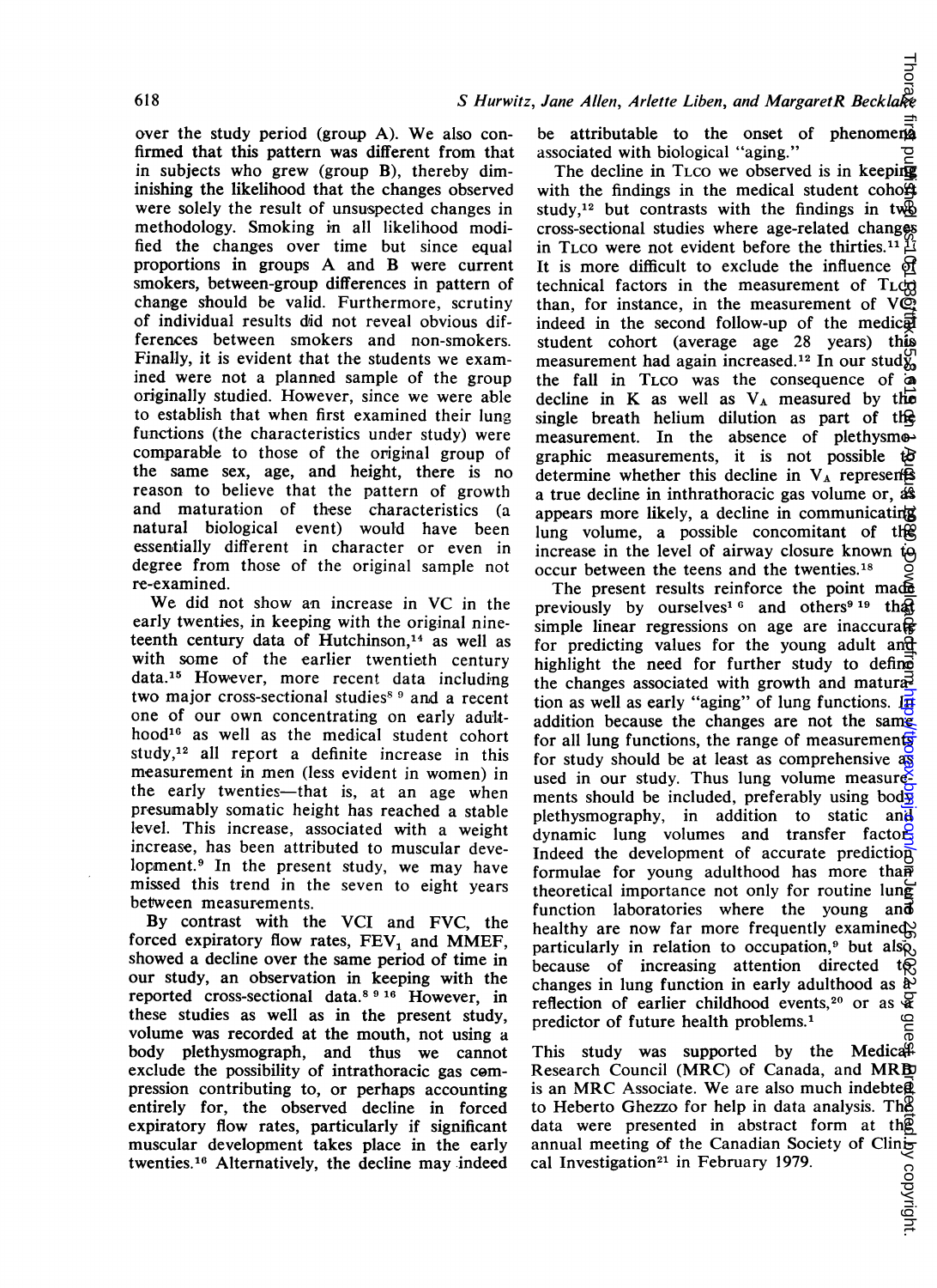over the study period (group A). We also confirmed that this pattern was different from that in subjects who grew (group B), thereby diminishing the likelihood that the changes observed were solely the result of unsuspected changes in methodology. Smoking in all likelihood modified the changes over time but since equal proportions in groups A and B were current smokers, between-group differences in pattern of change should be valid. Furthermore, scrutiny of individual results did not reveal obvious differences between smokers and non-smokers. Finally, it is evident that the students we examined were not a planned sample of the group originally studied. However, since we were able to establish that when first examined their lung functions (the characteristics under study) were comparable to those of the original group of the same sex, age, and height, there is no reason to believe that the pattern of growth and maturation of these characteristics (a natural biological event) would have been essentially different in character or even in degree from those of the original sample not re-examined.

We did not show an increase in VC in the early twenties, in keeping with the original nineteenth century data of Hutchinson,[14] as well as with some of the earlier twentieth century data.[15] However, more recent data including two major cross-sectional studies[8 9] and a recent one of our own concentrating on early adulthood[16] as well as the medical student cohort study,[12] all report a definite increase in this measurement in men (less evident in women) in the early twenties—that is, at an age when presumably somatic height has reached a stable level. This increase, associated with a weight increase, has been attributed to muscular development.[9] In the present study, we may have missed this trend in the seven to eight years between measurements.

By contrast with the VCI and FVC, the forced expiratory flow rates, $FEV_1$ and MMEF, showed a decline over the same period of time in our study, an observation in keeping with the reported cross-sectional data.[8 9 16] However, in these studies as well as in the present study, volume was recorded at the mouth, not using a body plethysmograph, and thus we cannot exclude the possibility of intrathoracic gas compression contributing to, or perhaps accounting entirely for, the observed decline in forced expiratory flow rates, particularly if significant muscular development takes place in the early twenties.[16] Alternatively, the decline may indeed be attributable to the onset of phenomena associated with biological "aging."

The decline in TLCO we observed is in keeping with the findings in the medical student cohort study,[12] but contrasts with the findings in two cross-sectional studies where age-related changes in TLCO were not evident before the thirties.[11 17] It is more difficult to exclude the influence of technical factors in the measurement of TLCO than, for instance, in the measurement of VC; indeed in the second follow-up of the medical student cohort (average age 28 years) this measurement had again increased.[12] In our study, the fall in TLCO was the consequence of a decline in K as well as $V_A$ measured by the single breath helium dilution as part of the measurement. In the absence of plethysmographic measurements, it is not possible to determine whether this decline in $V_A$ represents a true decline in inthrathoracic gas volume or, as appears more likely, a decline in communicating lung volume, a possible concomitant of the increase in the level of airway closure known to occur between the teens and the twenties.[18]

The present results reinforce the point made previously by ourselves[1 6] and others[9 19] that simple linear regressions on age are inaccurate for predicting values for the young adult and highlight the need for further study to define the changes associated with growth and maturation as well as early "aging" of lung functions. In addition because the changes are not the same for all lung functions, the range of measurements for study should be at least as comprehensive as used in our study. Thus lung volume measurements should be included, preferably using body plethysmography, in addition to static and dynamic lung volumes and transfer factor. Indeed the development of accurate prediction formulae for young adulthood has more than theoretical importance not only for routine lung function laboratories where the young and healthy are now far more frequently examined, particularly in relation to occupation,[9] but also because of increasing attention directed to changes in lung function in early adulthood as a reflection of earlier childhood events,[20] or as a predictor of future health problems.[1]

This study was supported by the Medical Research Council (MRC) of Canada, and MRB is an MRC Associate. We are also much indebted to Heberto Ghezzo for help in data analysis. The data were presented in abstract form at the annual meeting of the Canadian Society of Clinical Investigation[21] in February 1979.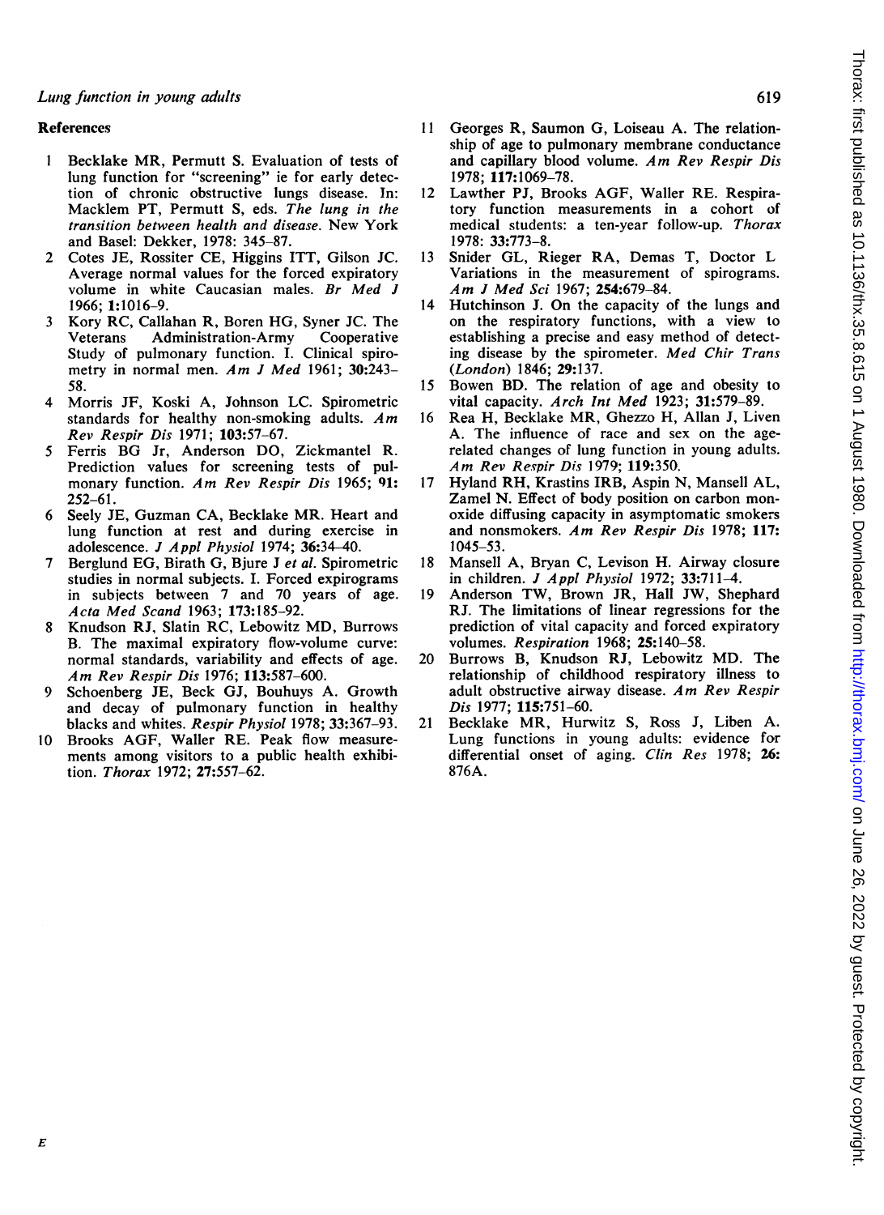## References

1. Becklake MR, Permutt S. Evaluation of tests of lung function for "screening" ie for early detection of chronic obstructive lungs disease. In: Macklem PT, Permutt S, eds. *The lung in the transition between health and disease*. New York and Basel: Dekker, 1978: 345–87.
2. Cotes JE, Rossiter CE, Higgins ITT, Gilson JC. Average normal values for the forced expiratory volume in white Caucasian males. *Br Med J* 1966; **1**:1016–9.
3. Kory RC, Callahan R, Boren HG, Syner JC. The Veterans Administration-Army Cooperative Study of pulmonary function. I. Clinical spirometry in normal men. *Am J Med* 1961; **30**:243–58.
4. Morris JF, Koski A, Johnson LC. Spirometric standards for healthy non-smoking adults. *Am Rev Respir Dis* 1971; **103**:57–67.
5. Ferris BG Jr, Anderson DO, Zickmantel R. Prediction values for screening tests of pulmonary function. *Am Rev Respir Dis* 1965; **91**: 252–61.
6. Seely JE, Guzman CA, Becklake MR. Heart and lung function at rest and during exercise in adolescence. *J Appl Physiol* 1974; **36**:34–40.
7. Berglund EG, Birath G, Bjure J *et al.* Spirometric studies in normal subjects. I. Forced expirograms in subjects between 7 and 70 years of age. *Acta Med Scand* 1963; **173**:185–92.
8. Knudson RJ, Slatin RC, Lebowitz MD, Burrows B. The maximal expiratory flow-volume curve: normal standards, variability and effects of age. *Am Rev Respir Dis* 1976; **113**:587–600.
9. Schoenberg JE, Beck GJ, Bouhuys A. Growth and decay of pulmonary function in healthy blacks and whites. *Respir Physiol* 1978; **33**:367–93.
10. Brooks AGF, Waller RE. Peak flow measurements among visitors to a public health exhibition. *Thorax* 1972; **27**:557–62.
11. Georges R, Saumon G, Loiseau A. The relationship of age to pulmonary membrane conductance and capillary blood volume. *Am Rev Respir Dis* 1978; **117**:1069–78.
12. Lawther PJ, Brooks AGF, Waller RE. Respiratory function measurements in a cohort of medical students: a ten-year follow-up. *Thorax* 1978: **33**:773–8.
13. Snider GL, Rieger RA, Demas T, Doctor L Variations in the measurement of spirograms. *Am J Med Sci* 1967; **254**:679–84.
14. Hutchinson J. On the capacity of the lungs and on the respiratory functions, with a view to establishing a precise and easy method of detecting disease by the spirometer. *Med Chir Trans (London)* 1846; **29**:137.
15. Bowen BD. The relation of age and obesity to vital capacity. *Arch Int Med* 1923; **31**:579–89.
16. Rea H, Becklake MR, Ghezzo H, Allan J, Liven A. The influence of race and sex on the age-related changes of lung function in young adults. *Am Rev Respir Dis* 1979; **119**:350.
17. Hyland RH, Krastins IRB, Aspin N, Mansell AL, Zamel N. Effect of body position on carbon monoxide diffusing capacity in asymptomatic smokers and nonsmokers. *Am Rev Respir Dis* 1978; **117**: 1045–53.
18. Mansell A, Bryan C, Levison H. Airway closure in children. *J Appl Physiol* 1972; **33**:711–4.
19. Anderson TW, Brown JR, Hall JW, Shephard RJ. The limitations of linear regressions for the prediction of vital capacity and forced expiratory volumes. *Respiration* 1968; **25**:140–58.
20. Burrows B, Knudson RJ, Lebowitz MD. The relationship of childhood respiratory illness to adult obstructive airway disease. *Am Rev Respir Dis* 1977; **115**:751–60.
21. Becklake MR, Hurwitz S, Ross J, Liben A. Lung functions in young adults: evidence for differential onset of aging. *Clin Res* 1978; **26**: 876A.